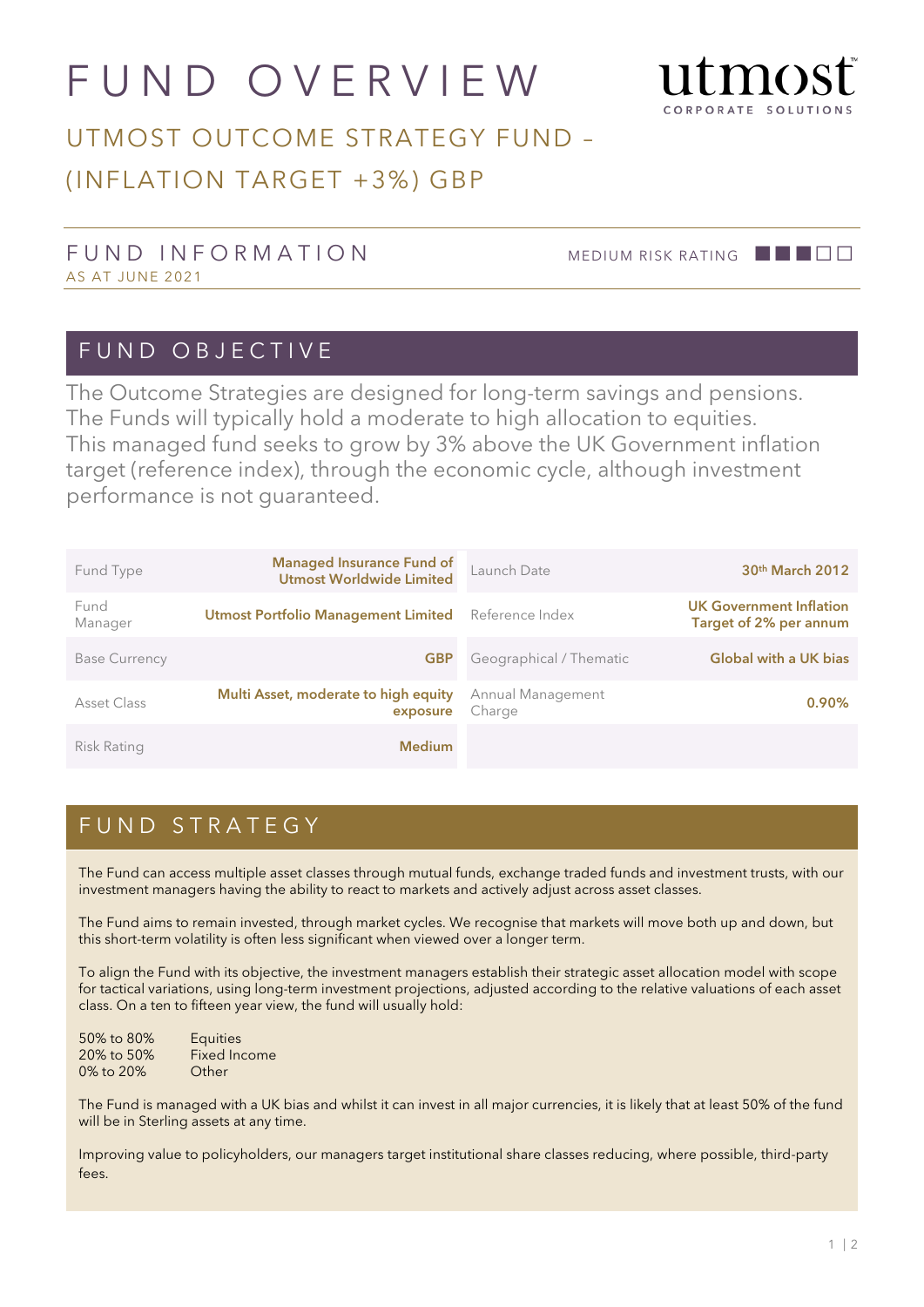# FUND OVERVIEW

utmost CORPORATE SOLUTIONS

## UTMOST OUTCOME STRATEGY FUND – (INFLATION TARGET +3%) GBP

### FUND INFORMATION

AS AT JUNE 2021

MEDIUM RISK RATING

## FUND OBJECTIVE

The Outcome Strategies are designed for long-term savings and pensions. The Funds will typically hold a moderate to high allocation to equities. This managed fund seeks to grow by 3% above the UK Government inflation target (reference index), through the economic cycle, although investment performance is not guaranteed.

| | | | |
|---|---|---|---|
| Fund Type | **Managed Insurance Fund of Utmost Worldwide Limited** | Launch Date | **30th March 2012** |
| Fund Manager | **Utmost Portfolio Management Limited** | Reference Index | **UK Government Inflation Target of 2% per annum** |
| Base Currency | **GBP** | Geographical / Thematic | **Global with a UK bias** |
| Asset Class | **Multi Asset, moderate to high equity exposure** | Annual Management Charge | **0.90%** |
| Risk Rating | **Medium** | | |

## FUND STRATEGY

The Fund can access multiple asset classes through mutual funds, exchange traded funds and investment trusts, with our investment managers having the ability to react to markets and actively adjust across asset classes.

The Fund aims to remain invested, through market cycles. We recognise that markets will move both up and down, but this short-term volatility is often less significant when viewed over a longer term.

To align the Fund with its objective, the investment managers establish their strategic asset allocation model with scope for tactical variations, using long-term investment projections, adjusted according to the relative valuations of each asset class. On a ten to fifteen year view, the fund will usually hold:

50% to 80% Equities
20% to 50% Fixed Income
0% to 20% Other

The Fund is managed with a UK bias and whilst it can invest in all major currencies, it is likely that at least 50% of the fund will be in Sterling assets at any time.

Improving value to policyholders, our managers target institutional share classes reducing, where possible, third-party fees.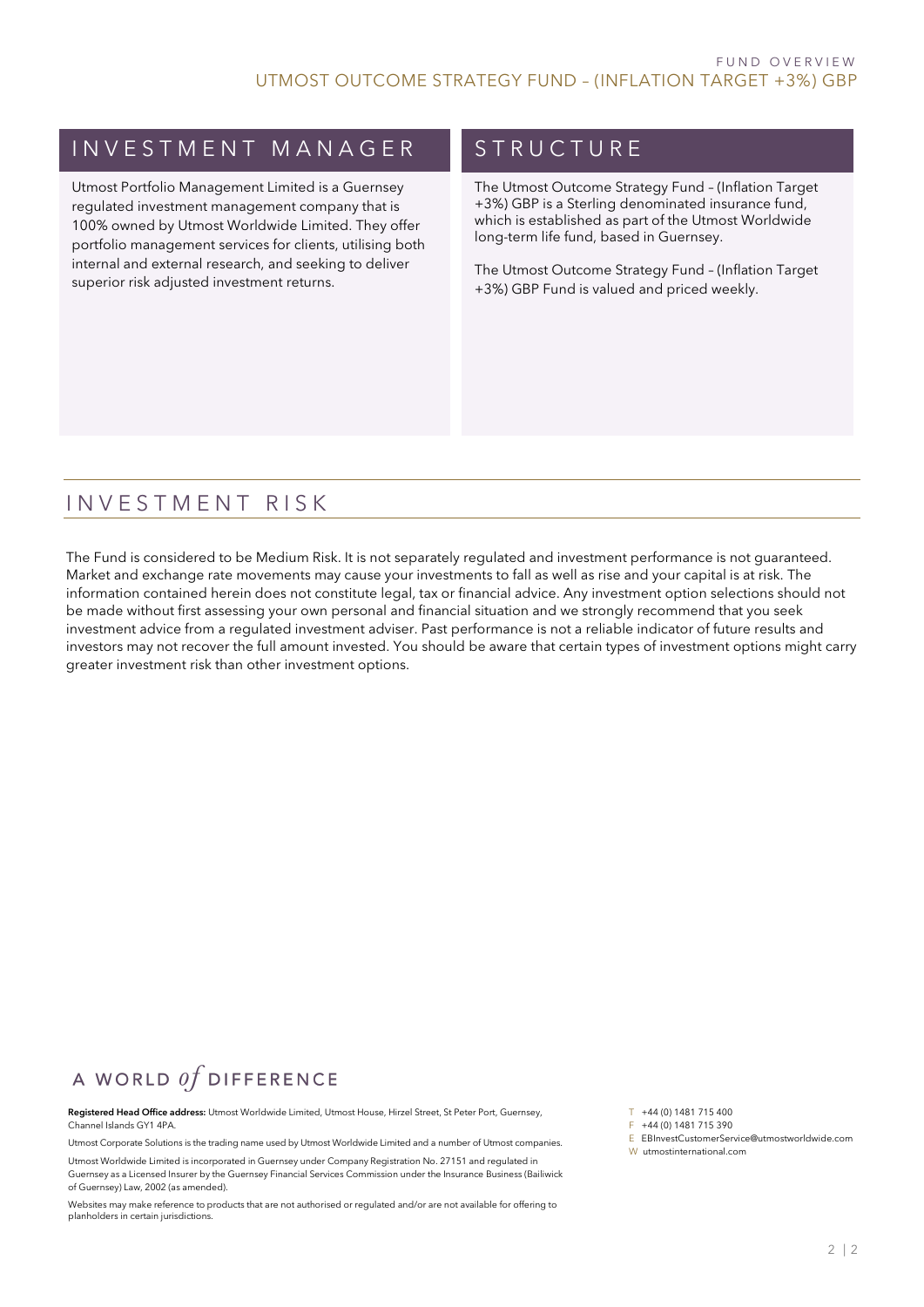## INVESTMENT MANAGER

Utmost Portfolio Management Limited is a Guernsey regulated investment management company that is 100% owned by Utmost Worldwide Limited. They offer portfolio management services for clients, utilising both internal and external research, and seeking to deliver superior risk adjusted investment returns.

## STRUCTURE

The Utmost Outcome Strategy Fund – (Inflation Target +3%) GBP is a Sterling denominated insurance fund, which is established as part of the Utmost Worldwide long-term life fund, based in Guernsey.

The Utmost Outcome Strategy Fund – (Inflation Target +3%) GBP Fund is valued and priced weekly.

## INVESTMENT RISK

The Fund is considered to be Medium Risk. It is not separately regulated and investment performance is not guaranteed. Market and exchange rate movements may cause your investments to fall as well as rise and your capital is at risk. The information contained herein does not constitute legal, tax or financial advice. Any investment option selections should not be made without first assessing your own personal and financial situation and we strongly recommend that you seek investment advice from a regulated investment adviser. Past performance is not a reliable indicator of future results and investors may not recover the full amount invested. You should be aware that certain types of investment options might carry greater investment risk than other investment options.

A WORLD *of* DIFFERENCE

**Registered Head Office address:** Utmost Worldwide Limited, Utmost House, Hirzel Street, St Peter Port, Guernsey, Channel Islands GY1 4PA.

Utmost Corporate Solutions is the trading name used by Utmost Worldwide Limited and a number of Utmost companies.

Utmost Worldwide Limited is incorporated in Guernsey under Company Registration No. 27151 and regulated in Guernsey as a Licensed Insurer by the Guernsey Financial Services Commission under the Insurance Business (Bailiwick of Guernsey) Law, 2002 (as amended).

Websites may make reference to products that are not authorised or regulated and/or are not available for offering to planholders in certain jurisdictions.

T +44 (0) 1481 715 400
F +44 (0) 1481 715 390
E EBInvestCustomerService@utmostworldwide.com
W utmostinternational.com